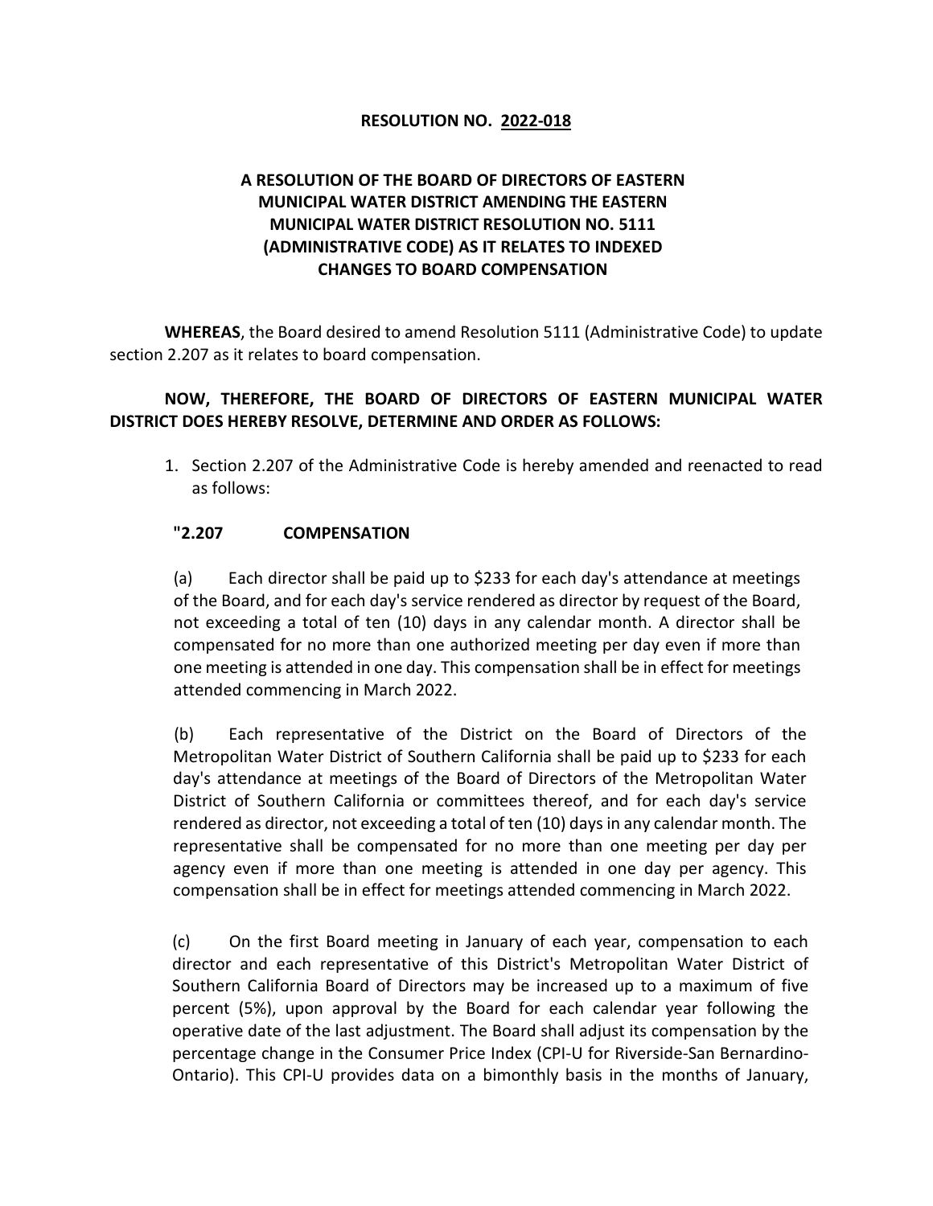**RESOLUTION NO. <u>2022-018</u>**

**A RESOLUTION OF THE BOARD OF DIRECTORS OF EASTERN MUNICIPAL WATER DISTRICT AMENDING THE EASTERN MUNICIPAL WATER DISTRICT RESOLUTION NO. 5111 (ADMINISTRATIVE CODE) AS IT RELATES TO INDEXED CHANGES TO BOARD COMPENSATION**

**WHEREAS**, the Board desired to amend Resolution 5111 (Administrative Code) to update section 2.207 as it relates to board compensation.

**NOW, THEREFORE, THE BOARD OF DIRECTORS OF EASTERN MUNICIPAL WATER DISTRICT DOES HEREBY RESOLVE, DETERMINE AND ORDER AS FOLLOWS:**

1. Section 2.207 of the Administrative Code is hereby amended and reenacted to read as follows:

**"2.207 COMPENSATION**

(a) Each director shall be paid up to $233 for each day's attendance at meetings of the Board, and for each day's service rendered as director by request of the Board, not exceeding a total of ten (10) days in any calendar month. A director shall be compensated for no more than one authorized meeting per day even if more than one meeting is attended in one day. This compensation shall be in effect for meetings attended commencing in March 2022.

(b) Each representative of the District on the Board of Directors of the Metropolitan Water District of Southern California shall be paid up to $233 for each day's attendance at meetings of the Board of Directors of the Metropolitan Water District of Southern California or committees thereof, and for each day's service rendered as director, not exceeding a total of ten (10) days in any calendar month. The representative shall be compensated for no more than one meeting per day per agency even if more than one meeting is attended in one day per agency. This compensation shall be in effect for meetings attended commencing in March 2022.

(c) On the first Board meeting in January of each year, compensation to each director and each representative of this District's Metropolitan Water District of Southern California Board of Directors may be increased up to a maximum of five percent (5%), upon approval by the Board for each calendar year following the operative date of the last adjustment. The Board shall adjust its compensation by the percentage change in the Consumer Price Index (CPI-U for Riverside-San Bernardino-Ontario). This CPI-U provides data on a bimonthly basis in the months of January,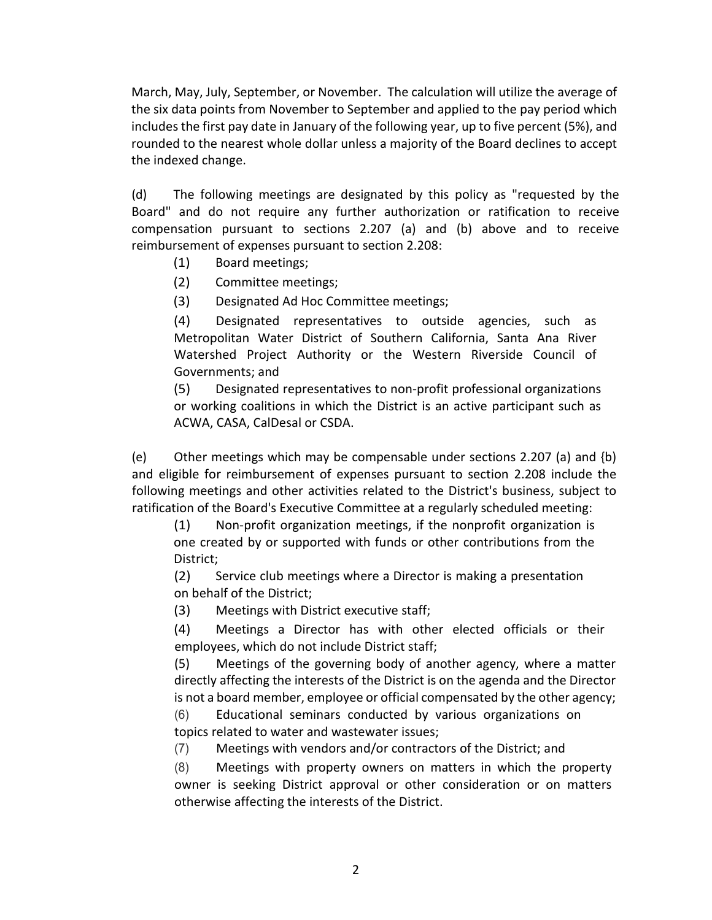March, May, July, September, or November. The calculation will utilize the average of the six data points from November to September and applied to the pay period which includes the first pay date in January of the following year, up to five percent (5%), and rounded to the nearest whole dollar unless a majority of the Board declines to accept the indexed change.

(d) The following meetings are designated by this policy as "requested by the Board" and do not require any further authorization or ratification to receive compensation pursuant to sections 2.207 (a) and (b) above and to receive reimbursement of expenses pursuant to section 2.208:

(1) Board meetings;

(2) Committee meetings;

(3) Designated Ad Hoc Committee meetings;

(4) Designated representatives to outside agencies, such as Metropolitan Water District of Southern California, Santa Ana River Watershed Project Authority or the Western Riverside Council of Governments; and

(5) Designated representatives to non-profit professional organizations or working coalitions in which the District is an active participant such as ACWA, CASA, CalDesal or CSDA.

(e) Other meetings which may be compensable under sections 2.207 (a) and {b) and eligible for reimbursement of expenses pursuant to section 2.208 include the following meetings and other activities related to the District's business, subject to ratification of the Board's Executive Committee at a regularly scheduled meeting:

(1) Non-profit organization meetings, if the nonprofit organization is one created by or supported with funds or other contributions from the District;

(2) Service club meetings where a Director is making a presentation on behalf of the District;

(3) Meetings with District executive staff;

(4) Meetings a Director has with other elected officials or their employees, which do not include District staff;

(5) Meetings of the governing body of another agency, where a matter directly affecting the interests of the District is on the agenda and the Director is not a board member, employee or official compensated by the other agency;

(6) Educational seminars conducted by various organizations on topics related to water and wastewater issues;

(7) Meetings with vendors and/or contractors of the District; and

(8) Meetings with property owners on matters in which the property owner is seeking District approval or other consideration or on matters otherwise affecting the interests of the District.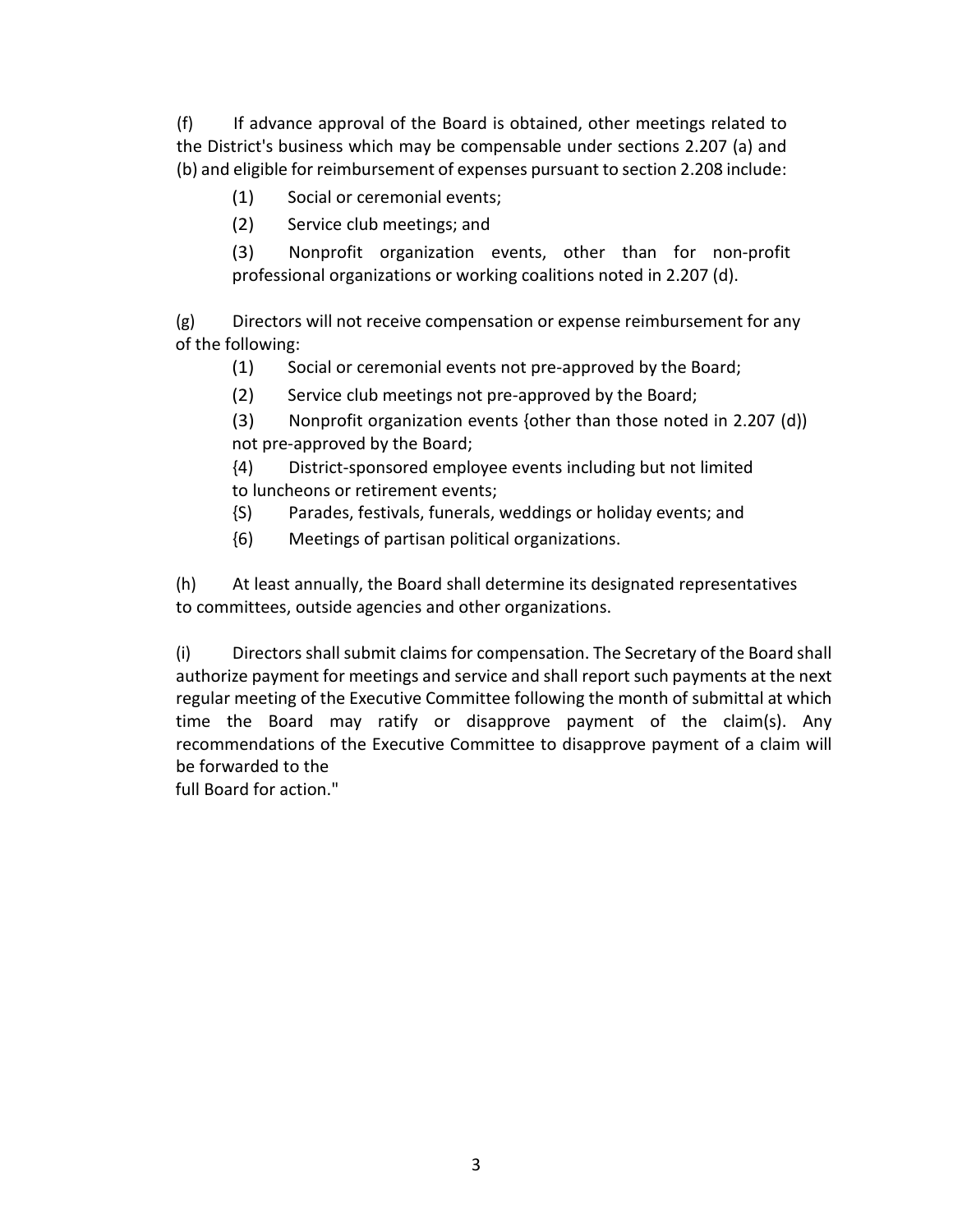(f) If advance approval of the Board is obtained, other meetings related to the District's business which may be compensable under sections 2.207 (a) and (b) and eligible for reimbursement of expenses pursuant to section 2.208 include:

(1) Social or ceremonial events;

(2) Service club meetings; and

(3) Nonprofit organization events, other than for non-profit professional organizations or working coalitions noted in 2.207 (d).

(g) Directors will not receive compensation or expense reimbursement for any of the following:

(1) Social or ceremonial events not pre-approved by the Board;

(2) Service club meetings not pre-approved by the Board;

(3) Nonprofit organization events {other than those noted in 2.207 (d)) not pre-approved by the Board;

{4) District-sponsored employee events including but not limited to luncheons or retirement events;

{S) Parades, festivals, funerals, weddings or holiday events; and

{6) Meetings of partisan political organizations.

(h) At least annually, the Board shall determine its designated representatives to committees, outside agencies and other organizations.

(i) Directors shall submit claims for compensation. The Secretary of the Board shall authorize payment for meetings and service and shall report such payments at the next regular meeting of the Executive Committee following the month of submittal at which time the Board may ratify or disapprove payment of the claim(s). Any recommendations of the Executive Committee to disapprove payment of a claim will be forwarded to the full Board for action."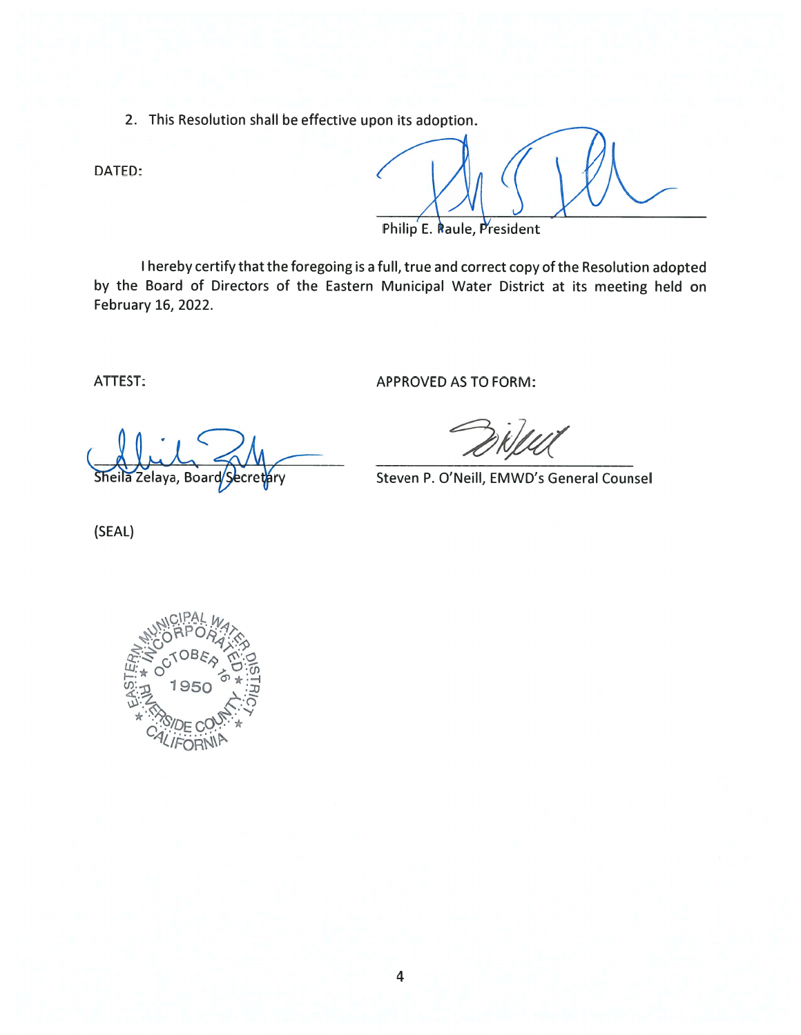2. This Resolution shall be effective upon its adoption.

DATED:

Philip E. Paule, President

I hereby certify that the foregoing is a full, true and correct copy of the Resolution adopted by the Board of Directors of the Eastern Municipal Water District at its meeting held on February 16, 2022.

ATTEST:

Sheila Zelaya, Board Secretary

APPROVED AS TO FORM:

Steven P. O'Neill, EMWD's General Counsel

(SEAL)

EASTERN MUNICIPAL WATER DISTRICT ★ INCORPORATED OCTOBER 16 1950 ★ RIVERSIDE COUNTY ★ CALIFORNIA